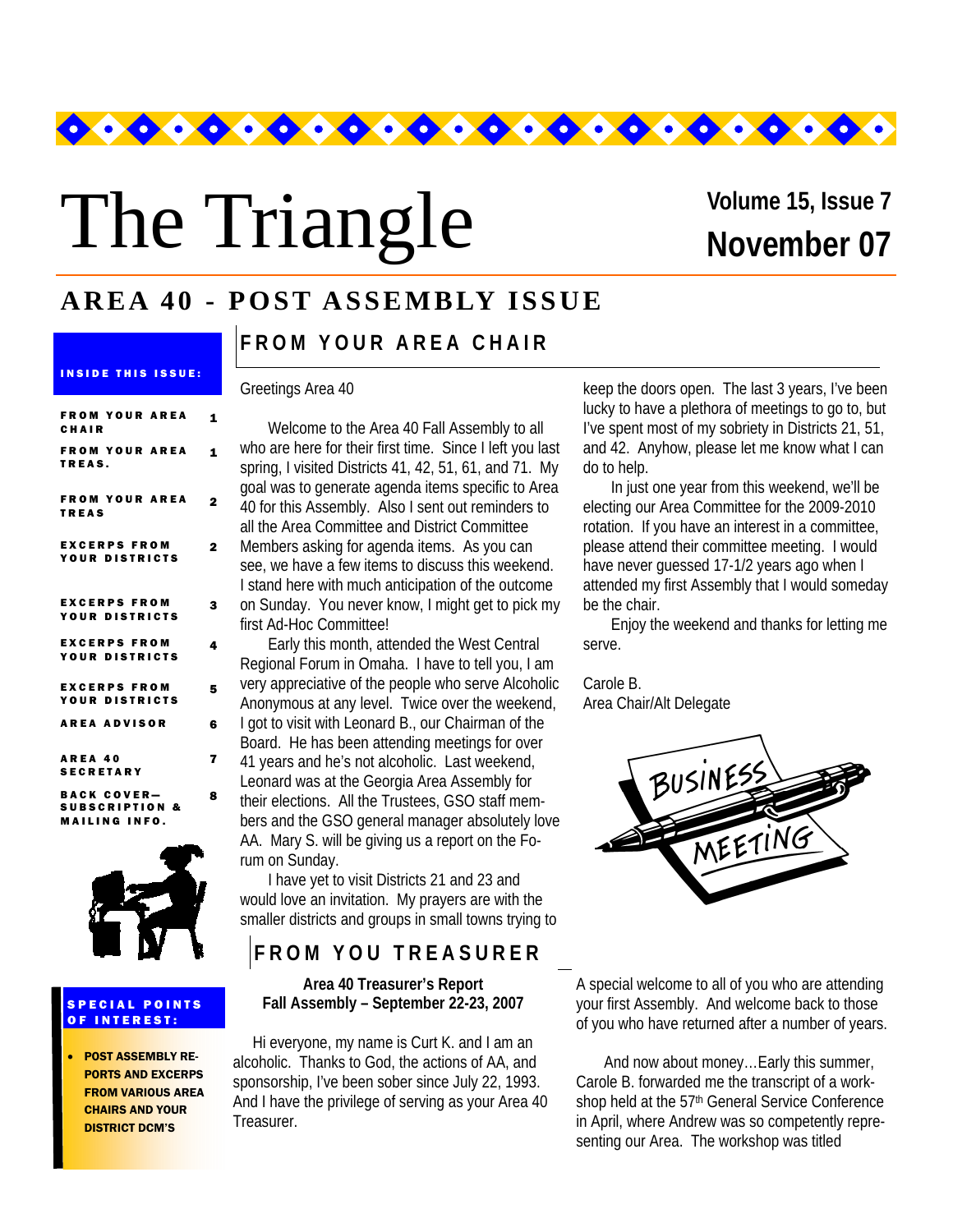# The Triangle

**Volume 15, Issue 7**
**November 07**

## AREA 40 - POST ASSEMBLY ISSUE

**INSIDE THIS ISSUE:**

| | |
|---|---|
| FROM YOUR AREA CHAIR | 1 |
| FROM YOUR AREA TREAS. | 1 |
| FROM YOUR AREA TREAS | 2 |
| EXCERPS FROM YOUR DISTRICTS | 2 |
| EXCERPS FROM YOUR DISTRICTS | 3 |
| EXCERPS FROM YOUR DISTRICTS | 4 |
| EXCERPS FROM YOUR DISTRICTS | 5 |
| AREA ADVISOR | 6 |
| AREA 40 SECRETARY | 7 |
| BACK COVER—SUBSCRIPTION & MAILING INFO. | 8 |

**SPECIAL POINTS OF INTEREST:**

- **POST ASSEMBLY REPORTS AND EXCERPS FROM VARIOUS AREA CHAIRS AND YOUR DISTRICT DCM'S**

## FROM YOUR AREA CHAIR

Greetings Area 40

Welcome to the Area 40 Fall Assembly to all who are here for their first time. Since I left you last spring, I visited Districts 41, 42, 51, 61, and 71. My goal was to generate agenda items specific to Area 40 for this Assembly. Also I sent out reminders to all the Area Committee and District Committee Members asking for agenda items. As you can see, we have a few items to discuss this weekend. I stand here with much anticipation of the outcome on Sunday. You never know, I might get to pick my first Ad-Hoc Committee!

Early this month, attended the West Central Regional Forum in Omaha. I have to tell you, I am very appreciative of the people who serve Alcoholic Anonymous at any level. Twice over the weekend, I got to visit with Leonard B., our Chairman of the Board. He has been attending meetings for over 41 years and he's not alcoholic. Last weekend, Leonard was at the Georgia Area Assembly for their elections. All the Trustees, GSO staff members and the GSO general manager absolutely love AA. Mary S. will be giving us a report on the Forum on Sunday.

I have yet to visit Districts 21 and 23 and would love an invitation. My prayers are with the smaller districts and groups in small towns trying to keep the doors open. The last 3 years, I've been lucky to have a plethora of meetings to go to, but I've spent most of my sobriety in Districts 21, 51, and 42. Anyhow, please let me know what I can do to help.

In just one year from this weekend, we'll be electing our Area Committee for the 2009-2010 rotation. If you have an interest in a committee, please attend their committee meeting. I would have never guessed 17-1/2 years ago when I attended my first Assembly that I would someday be the chair.

Enjoy the weekend and thanks for letting me serve.

Carole B.
Area Chair/Alt Delegate

## FROM YOU TREASURER

**Area 40 Treasurer's Report**
**Fall Assembly – September 22-23, 2007**

Hi everyone, my name is Curt K. and I am an alcoholic. Thanks to God, the actions of AA, and sponsorship, I've been sober since July 22, 1993. And I have the privilege of serving as your Area 40 Treasurer.

A special welcome to all of you who are attending your first Assembly. And welcome back to those of you who have returned after a number of years.

And now about money…Early this summer, Carole B. forwarded me the transcript of a workshop held at the 57th General Service Conference in April, where Andrew was so competently representing our Area. The workshop was titled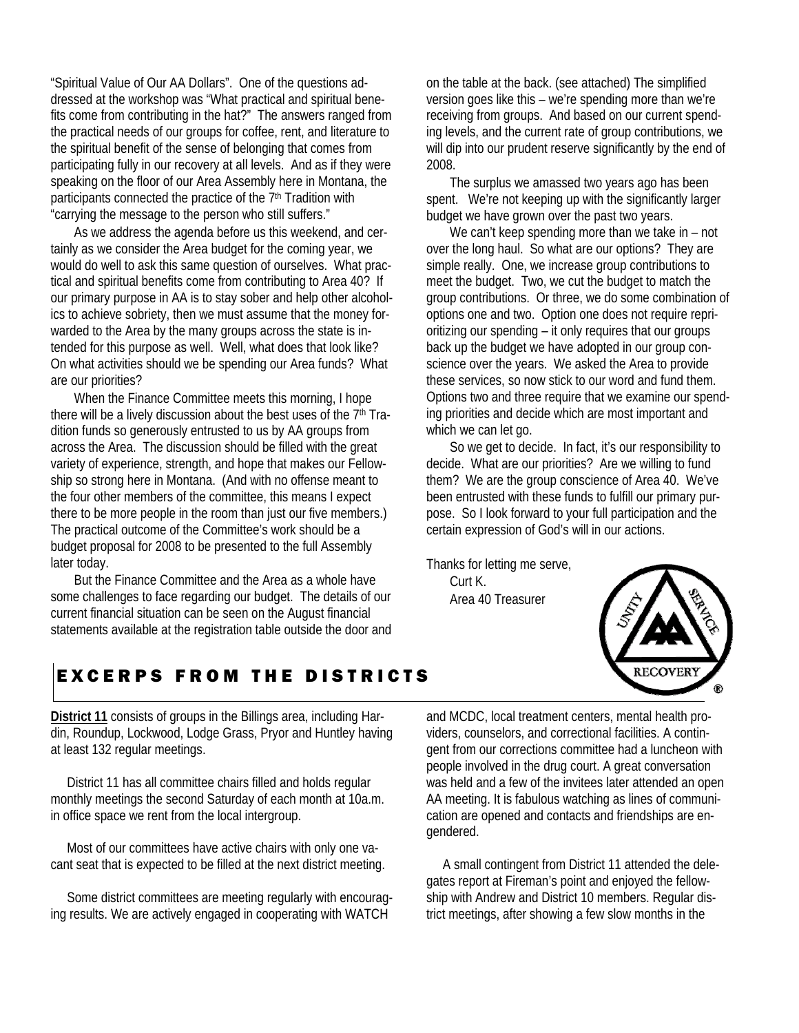"Spiritual Value of Our AA Dollars". One of the questions addressed at the workshop was "What practical and spiritual benefits come from contributing in the hat?" The answers ranged from the practical needs of our groups for coffee, rent, and literature to the spiritual benefit of the sense of belonging that comes from participating fully in our recovery at all levels. And as if they were speaking on the floor of our Area Assembly here in Montana, the participants connected the practice of the 7th Tradition with "carrying the message to the person who still suffers."

As we address the agenda before us this weekend, and certainly as we consider the Area budget for the coming year, we would do well to ask this same question of ourselves. What practical and spiritual benefits come from contributing to Area 40? If our primary purpose in AA is to stay sober and help other alcoholics to achieve sobriety, then we must assume that the money forwarded to the Area by the many groups across the state is intended for this purpose as well. Well, what does that look like? On what activities should we be spending our Area funds? What are our priorities?

When the Finance Committee meets this morning, I hope there will be a lively discussion about the best uses of the 7th Tradition funds so generously entrusted to us by AA groups from across the Area. The discussion should be filled with the great variety of experience, strength, and hope that makes our Fellowship so strong here in Montana. (And with no offense meant to the four other members of the committee, this means I expect there to be more people in the room than just our five members.) The practical outcome of the Committee's work should be a budget proposal for 2008 to be presented to the full Assembly later today.

But the Finance Committee and the Area as a whole have some challenges to face regarding our budget. The details of our current financial situation can be seen on the August financial statements available at the registration table outside the door and on the table at the back. (see attached) The simplified version goes like this – we're spending more than we're receiving from groups. And based on our current spending levels, and the current rate of group contributions, we will dip into our prudent reserve significantly by the end of 2008.

The surplus we amassed two years ago has been spent. We're not keeping up with the significantly larger budget we have grown over the past two years.

We can't keep spending more than we take in – not over the long haul. So what are our options? They are simple really. One, we increase group contributions to meet the budget. Two, we cut the budget to match the group contributions. Or three, we do some combination of options one and two. Option one does not require reprioritizing our spending – it only requires that our groups back up the budget we have adopted in our group conscience over the years. We asked the Area to provide these services, so now stick to our word and fund them. Options two and three require that we examine our spending priorities and decide which are most important and which we can let go.

So we get to decide. In fact, it's our responsibility to decide. What are our priorities? Are we willing to fund them? We are the group conscience of Area 40. We've been entrusted with these funds to fulfill our primary purpose. So I look forward to your full participation and the certain expression of God's will in our actions.

Thanks for letting me serve,
Curt K.
Area 40 Treasurer

## EXCERPS FROM THE DISTRICTS

**District 11** consists of groups in the Billings area, including Hardin, Roundup, Lockwood, Lodge Grass, Pryor and Huntley having at least 132 regular meetings.

District 11 has all committee chairs filled and holds regular monthly meetings the second Saturday of each month at 10a.m. in office space we rent from the local intergroup.

Most of our committees have active chairs with only one vacant seat that is expected to be filled at the next district meeting.

Some district committees are meeting regularly with encouraging results. We are actively engaged in cooperating with WATCH and MCDC, local treatment centers, mental health providers, counselors, and correctional facilities. A contingent from our corrections committee had a luncheon with people involved in the drug court. A great conversation was held and a few of the invitees later attended an open AA meeting. It is fabulous watching as lines of communication are opened and contacts and friendships are engendered.

A small contingent from District 11 attended the delegates report at Fireman's point and enjoyed the fellowship with Andrew and District 10 members. Regular district meetings, after showing a few slow months in the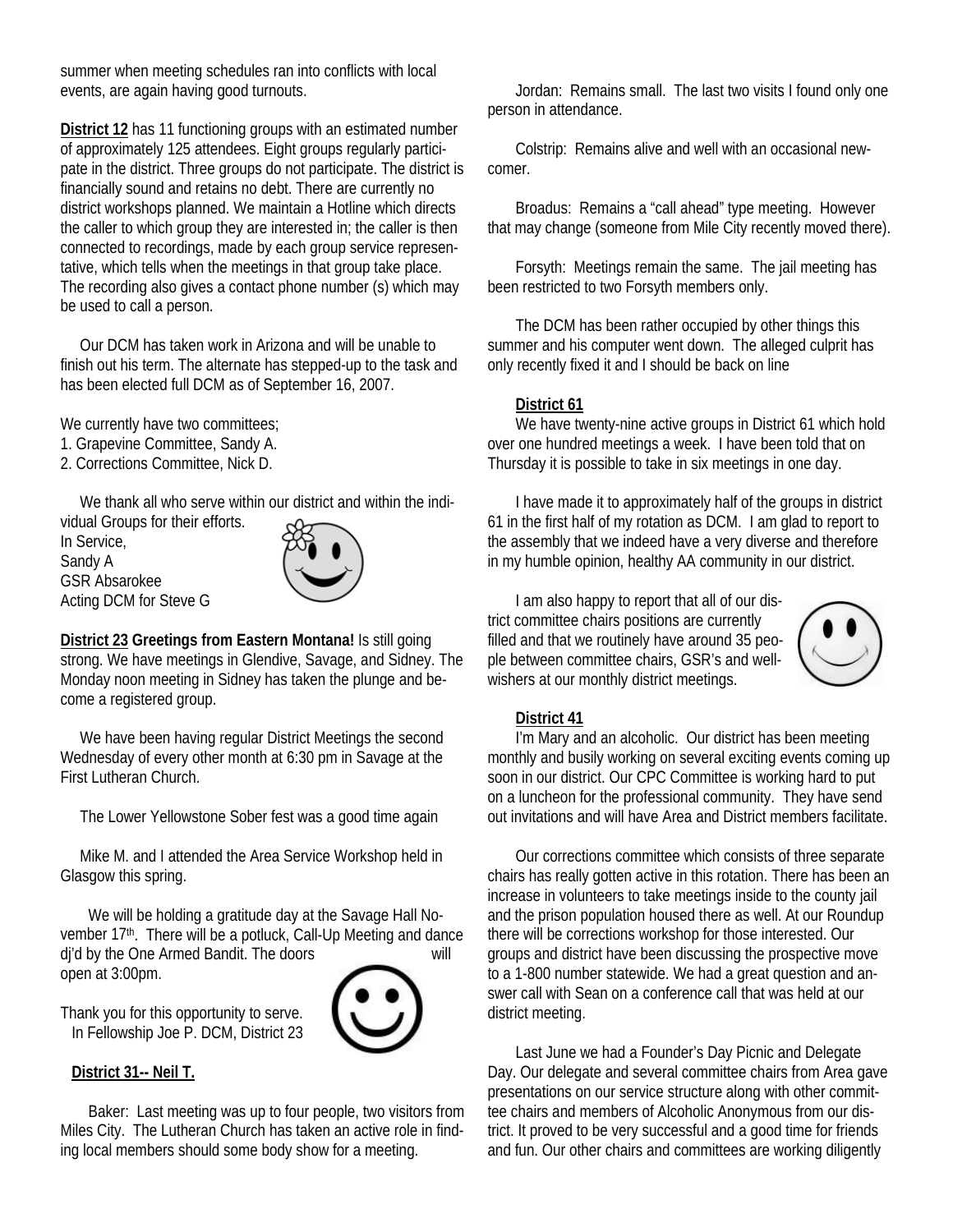summer when meeting schedules ran into conflicts with local events, are again having good turnouts.

**District 12** has 11 functioning groups with an estimated number of approximately 125 attendees. Eight groups regularly participate in the district. Three groups do not participate. The district is financially sound and retains no debt. There are currently no district workshops planned. We maintain a Hotline which directs the caller to which group they are interested in; the caller is then connected to recordings, made by each group service representative, which tells when the meetings in that group take place. The recording also gives a contact phone number (s) which may be used to call a person.

Our DCM has taken work in Arizona and will be unable to finish out his term. The alternate has stepped-up to the task and has been elected full DCM as of September 16, 2007.

We currently have two committees;
1. Grapevine Committee, Sandy A.
2. Corrections Committee, Nick D.

We thank all who serve within our district and within the individual Groups for their efforts.
In Service,
Sandy A
GSR Absarokee
Acting DCM for Steve G

**District 23 Greetings from Eastern Montana!** Is still going strong. We have meetings in Glendive, Savage, and Sidney. The Monday noon meeting in Sidney has taken the plunge and become a registered group.

We have been having regular District Meetings the second Wednesday of every other month at 6:30 pm in Savage at the First Lutheran Church.

The Lower Yellowstone Sober fest was a good time again

Mike M. and I attended the Area Service Workshop held in Glasgow this spring.

We will be holding a gratitude day at the Savage Hall November 17th. There will be a potluck, Call-Up Meeting and dance dj'd by the One Armed Bandit. The doors will open at 3:00pm.

Thank you for this opportunity to serve.
In Fellowship Joe P. DCM, District 23

**District 31-- Neil T.**

Baker: Last meeting was up to four people, two visitors from Miles City. The Lutheran Church has taken an active role in finding local members should some body show for a meeting.

Jordan: Remains small. The last two visits I found only one person in attendance.

Colstrip: Remains alive and well with an occasional newcomer.

Broadus: Remains a "call ahead" type meeting. However that may change (someone from Mile City recently moved there).

Forsyth: Meetings remain the same. The jail meeting has been restricted to two Forsyth members only.

The DCM has been rather occupied by other things this summer and his computer went down. The alleged culprit has only recently fixed it and I should be back on line

**District 61**

We have twenty-nine active groups in District 61 which hold over one hundred meetings a week. I have been told that on Thursday it is possible to take in six meetings in one day.

I have made it to approximately half of the groups in district 61 in the first half of my rotation as DCM. I am glad to report to the assembly that we indeed have a very diverse and therefore in my humble opinion, healthy AA community in our district.

I am also happy to report that all of our district committee chairs positions are currently filled and that we routinely have around 35 people between committee chairs, GSR's and well-wishers at our monthly district meetings.

**District 41**

I'm Mary and an alcoholic. Our district has been meeting monthly and busily working on several exciting events coming up soon in our district. Our CPC Committee is working hard to put on a luncheon for the professional community. They have send out invitations and will have Area and District members facilitate.

Our corrections committee which consists of three separate chairs has really gotten active in this rotation. There has been an increase in volunteers to take meetings inside to the county jail and the prison population housed there as well. At our Roundup there will be corrections workshop for those interested. Our groups and district have been discussing the prospective move to a 1-800 number statewide. We had a great question and answer call with Sean on a conference call that was held at our district meeting.

Last June we had a Founder's Day Picnic and Delegate Day. Our delegate and several committee chairs from Area gave presentations on our service structure along with other committee chairs and members of Alcoholic Anonymous from our district. It proved to be very successful and a good time for friends and fun. Our other chairs and committees are working diligently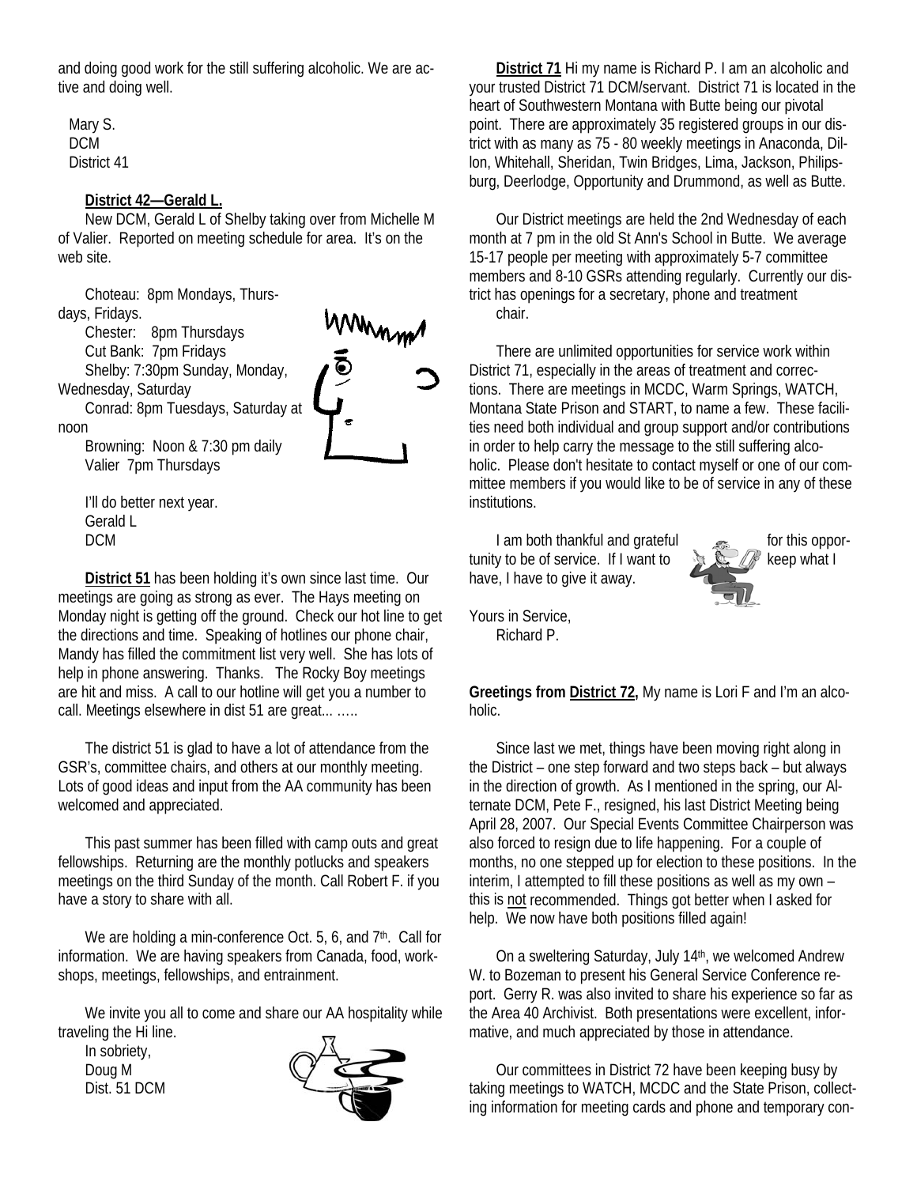and doing good work for the still suffering alcoholic. We are active and doing well.

Mary S.
DCM
District 41

**District 42—Gerald L.**

New DCM, Gerald L of Shelby taking over from Michelle M of Valier. Reported on meeting schedule for area. It's on the web site.

Choteau: 8pm Mondays, Thursdays, Fridays.
Chester: 8pm Thursdays
Cut Bank: 7pm Fridays
Shelby: 7:30pm Sunday, Monday, Wednesday, Saturday
Conrad: 8pm Tuesdays, Saturday at noon
Browning: Noon & 7:30 pm daily
Valier 7pm Thursdays

I'll do better next year.
Gerald L
DCM

**District 51** has been holding it's own since last time. Our meetings are going as strong as ever. The Hays meeting on Monday night is getting off the ground. Check our hot line to get the directions and time. Speaking of hotlines our phone chair, Mandy has filled the commitment list very well. She has lots of help in phone answering. Thanks. The Rocky Boy meetings are hit and miss. A call to our hotline will get you a number to call. Meetings elsewhere in dist 51 are great... …..

The district 51 is glad to have a lot of attendance from the GSR's, committee chairs, and others at our monthly meeting. Lots of good ideas and input from the AA community has been welcomed and appreciated.

This past summer has been filled with camp outs and great fellowships. Returning are the monthly potlucks and speakers meetings on the third Sunday of the month. Call Robert F. if you have a story to share with all.

We are holding a min-conference Oct. 5, 6, and 7th. Call for information. We are having speakers from Canada, food, workshops, meetings, fellowships, and entrainment.

We invite you all to come and share our AA hospitality while traveling the Hi line.

In sobriety,
Doug M
Dist. 51 DCM

**District 71** Hi my name is Richard P. I am an alcoholic and your trusted District 71 DCM/servant. District 71 is located in the heart of Southwestern Montana with Butte being our pivotal point. There are approximately 35 registered groups in our district with as many as 75 - 80 weekly meetings in Anaconda, Dillon, Whitehall, Sheridan, Twin Bridges, Lima, Jackson, Philipsburg, Deerlodge, Opportunity and Drummond, as well as Butte.

Our District meetings are held the 2nd Wednesday of each month at 7 pm in the old St Ann's School in Butte. We average 15-17 people per meeting with approximately 5-7 committee members and 8-10 GSRs attending regularly. Currently our district has openings for a secretary, phone and treatment chair.

There are unlimited opportunities for service work within District 71, especially in the areas of treatment and corrections. There are meetings in MCDC, Warm Springs, WATCH, Montana State Prison and START, to name a few. These facilities need both individual and group support and/or contributions in order to help carry the message to the still suffering alcoholic. Please don't hesitate to contact myself or one of our committee members if you would like to be of service in any of these institutions.

I am both thankful and grateful for this opportunity to be of service. If I want to keep what I have, I have to give it away.

Yours in Service,
Richard P.

**Greetings from District 72,** My name is Lori F and I'm an alcoholic.

Since last we met, things have been moving right along in the District – one step forward and two steps back – but always in the direction of growth. As I mentioned in the spring, our Alternate DCM, Pete F., resigned, his last District Meeting being April 28, 2007. Our Special Events Committee Chairperson was also forced to resign due to life happening. For a couple of months, no one stepped up for election to these positions. In the interim, I attempted to fill these positions as well as my own – this is not recommended. Things got better when I asked for help. We now have both positions filled again!

On a sweltering Saturday, July 14th, we welcomed Andrew W. to Bozeman to present his General Service Conference report. Gerry R. was also invited to share his experience so far as the Area 40 Archivist. Both presentations were excellent, informative, and much appreciated by those in attendance.

Our committees in District 72 have been keeping busy by taking meetings to WATCH, MCDC and the State Prison, collecting information for meeting cards and phone and temporary con-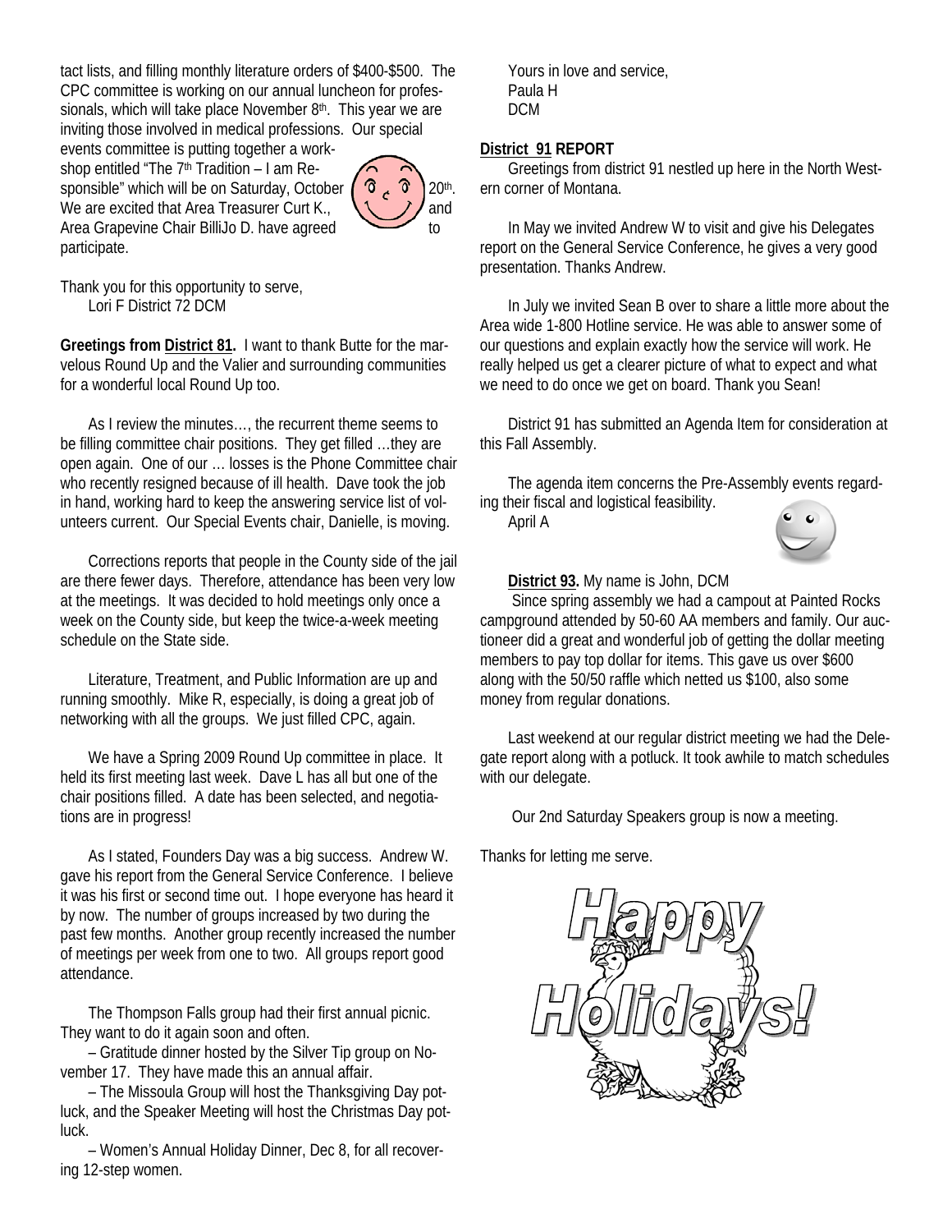tact lists, and filling monthly literature orders of $400-$500. The CPC committee is working on our annual luncheon for professionals, which will take place November 8th. This year we are inviting those involved in medical professions. Our special events committee is putting together a workshop entitled "The 7th Tradition – I am Responsible" which will be on Saturday, October 20th. We are excited that Area Treasurer Curt K., and Area Grapevine Chair BilliJo D. have agreed to participate.

Thank you for this opportunity to serve,
Lori F District 72 DCM

**Greetings from District 81.** I want to thank Butte for the marvelous Round Up and the Valier and surrounding communities for a wonderful local Round Up too.

As I review the minutes…, the recurrent theme seems to be filling committee chair positions. They get filled …they are open again. One of our … losses is the Phone Committee chair who recently resigned because of ill health. Dave took the job in hand, working hard to keep the answering service list of volunteers current. Our Special Events chair, Danielle, is moving.

Corrections reports that people in the County side of the jail are there fewer days. Therefore, attendance has been very low at the meetings. It was decided to hold meetings only once a week on the County side, but keep the twice-a-week meeting schedule on the State side.

Literature, Treatment, and Public Information are up and running smoothly. Mike R, especially, is doing a great job of networking with all the groups. We just filled CPC, again.

We have a Spring 2009 Round Up committee in place. It held its first meeting last week. Dave L has all but one of the chair positions filled. A date has been selected, and negotiations are in progress!

As I stated, Founders Day was a big success. Andrew W. gave his report from the General Service Conference. I believe it was his first or second time out. I hope everyone has heard it by now. The number of groups increased by two during the past few months. Another group recently increased the number of meetings per week from one to two. All groups report good attendance.

The Thompson Falls group had their first annual picnic. They want to do it again soon and often.

– Gratitude dinner hosted by the Silver Tip group on November 17. They have made this an annual affair.

– The Missoula Group will host the Thanksgiving Day potluck, and the Speaker Meeting will host the Christmas Day potluck.

– Women's Annual Holiday Dinner, Dec 8, for all recovering 12-step women.

Yours in love and service,
Paula H
DCM

**District 91 REPORT**

Greetings from district 91 nestled up here in the North Western corner of Montana.

In May we invited Andrew W to visit and give his Delegates report on the General Service Conference, he gives a very good presentation. Thanks Andrew.

In July we invited Sean B over to share a little more about the Area wide 1-800 Hotline service. He was able to answer some of our questions and explain exactly how the service will work. He really helped us get a clearer picture of what to expect and what we need to do once we get on board. Thank you Sean!

District 91 has submitted an Agenda Item for consideration at this Fall Assembly.

The agenda item concerns the Pre-Assembly events regarding their fiscal and logistical feasibility.
April A

**District 93.** My name is John, DCM

Since spring assembly we had a campout at Painted Rocks campground attended by 50-60 AA members and family. Our auctioneer did a great and wonderful job of getting the dollar meeting members to pay top dollar for items. This gave us over $600 along with the 50/50 raffle which netted us $100, also some money from regular donations.

Last weekend at our regular district meeting we had the Delegate report along with a potluck. It took awhile to match schedules with our delegate.

Our 2nd Saturday Speakers group is now a meeting.

Thanks for letting me serve.

Happy Holidays!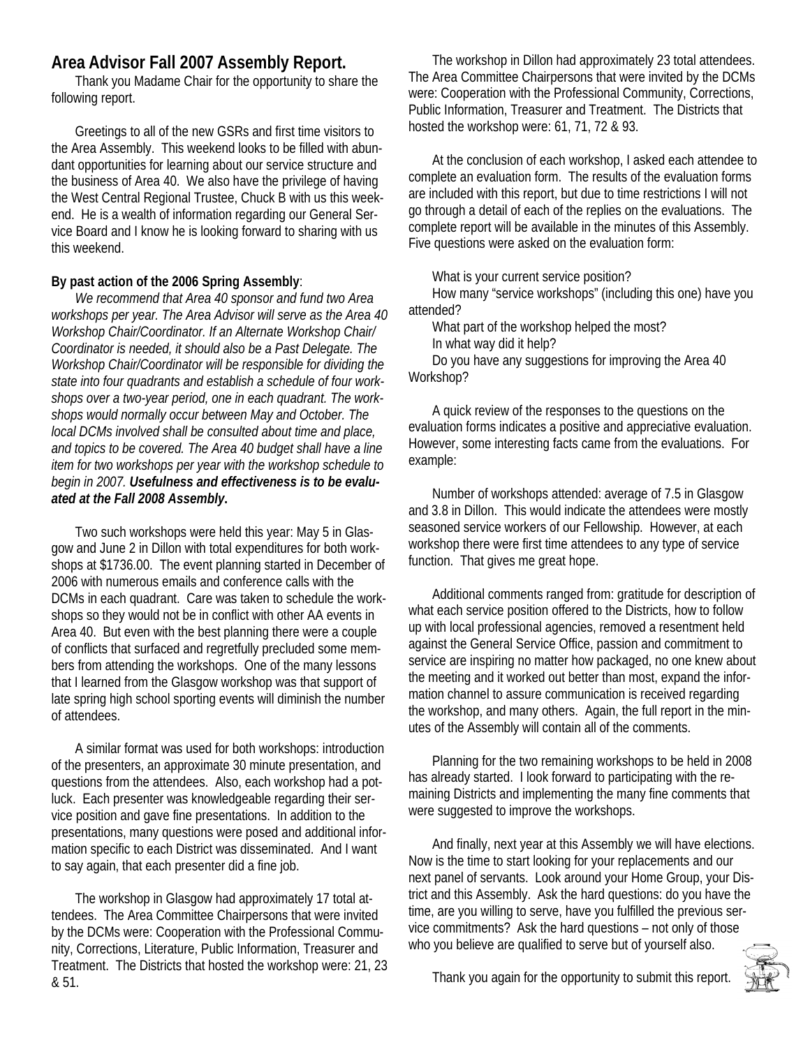## Area Advisor Fall 2007 Assembly Report.

Thank you Madame Chair for the opportunity to share the following report.

Greetings to all of the new GSRs and first time visitors to the Area Assembly. This weekend looks to be filled with abundant opportunities for learning about our service structure and the business of Area 40. We also have the privilege of having the West Central Regional Trustee, Chuck B with us this weekend. He is a wealth of information regarding our General Service Board and I know he is looking forward to sharing with us this weekend.

**By past action of the 2006 Spring Assembly**:

*We recommend that Area 40 sponsor and fund two Area workshops per year. The Area Advisor will serve as the Area 40 Workshop Chair/Coordinator. If an Alternate Workshop Chair/Coordinator is needed, it should also be a Past Delegate. The Workshop Chair/Coordinator will be responsible for dividing the state into four quadrants and establish a schedule of four workshops over a two-year period, one in each quadrant. The workshops would normally occur between May and October. The local DCMs involved shall be consulted about time and place, and topics to be covered. The Area 40 budget shall have a line item for two workshops per year with the workshop schedule to begin in 2007.* ***Usefulness and effectiveness is to be evaluated at the Fall 2008 Assembly.***

Two such workshops were held this year: May 5 in Glasgow and June 2 in Dillon with total expenditures for both workshops at $1736.00. The event planning started in December of 2006 with numerous emails and conference calls with the DCMs in each quadrant. Care was taken to schedule the workshops so they would not be in conflict with other AA events in Area 40. But even with the best planning there were a couple of conflicts that surfaced and regretfully precluded some members from attending the workshops. One of the many lessons that I learned from the Glasgow workshop was that support of late spring high school sporting events will diminish the number of attendees.

A similar format was used for both workshops: introduction of the presenters, an approximate 30 minute presentation, and questions from the attendees. Also, each workshop had a potluck. Each presenter was knowledgeable regarding their service position and gave fine presentations. In addition to the presentations, many questions were posed and additional information specific to each District was disseminated. And I want to say again, that each presenter did a fine job.

The workshop in Glasgow had approximately 17 total attendees. The Area Committee Chairpersons that were invited by the DCMs were: Cooperation with the Professional Community, Corrections, Literature, Public Information, Treasurer and Treatment. The Districts that hosted the workshop were: 21, 23 & 51.

The workshop in Dillon had approximately 23 total attendees. The Area Committee Chairpersons that were invited by the DCMs were: Cooperation with the Professional Community, Corrections, Public Information, Treasurer and Treatment. The Districts that hosted the workshop were: 61, 71, 72 & 93.

At the conclusion of each workshop, I asked each attendee to complete an evaluation form. The results of the evaluation forms are included with this report, but due to time restrictions I will not go through a detail of each of the replies on the evaluations. The complete report will be available in the minutes of this Assembly. Five questions were asked on the evaluation form:

What is your current service position?

How many "service workshops" (including this one) have you attended?

What part of the workshop helped the most?

In what way did it help?

Do you have any suggestions for improving the Area 40 Workshop?

A quick review of the responses to the questions on the evaluation forms indicates a positive and appreciative evaluation. However, some interesting facts came from the evaluations. For example:

Number of workshops attended: average of 7.5 in Glasgow and 3.8 in Dillon. This would indicate the attendees were mostly seasoned service workers of our Fellowship. However, at each workshop there were first time attendees to any type of service function. That gives me great hope.

Additional comments ranged from: gratitude for description of what each service position offered to the Districts, how to follow up with local professional agencies, removed a resentment held against the General Service Office, passion and commitment to service are inspiring no matter how packaged, no one knew about the meeting and it worked out better than most, expand the information channel to assure communication is received regarding the workshop, and many others. Again, the full report in the minutes of the Assembly will contain all of the comments.

Planning for the two remaining workshops to be held in 2008 has already started. I look forward to participating with the remaining Districts and implementing the many fine comments that were suggested to improve the workshops.

And finally, next year at this Assembly we will have elections. Now is the time to start looking for your replacements and our next panel of servants. Look around your Home Group, your District and this Assembly. Ask the hard questions: do you have the time, are you willing to serve, have you fulfilled the previous service commitments? Ask the hard questions – not only of those who you believe are qualified to serve but of yourself also.

Thank you again for the opportunity to submit this report.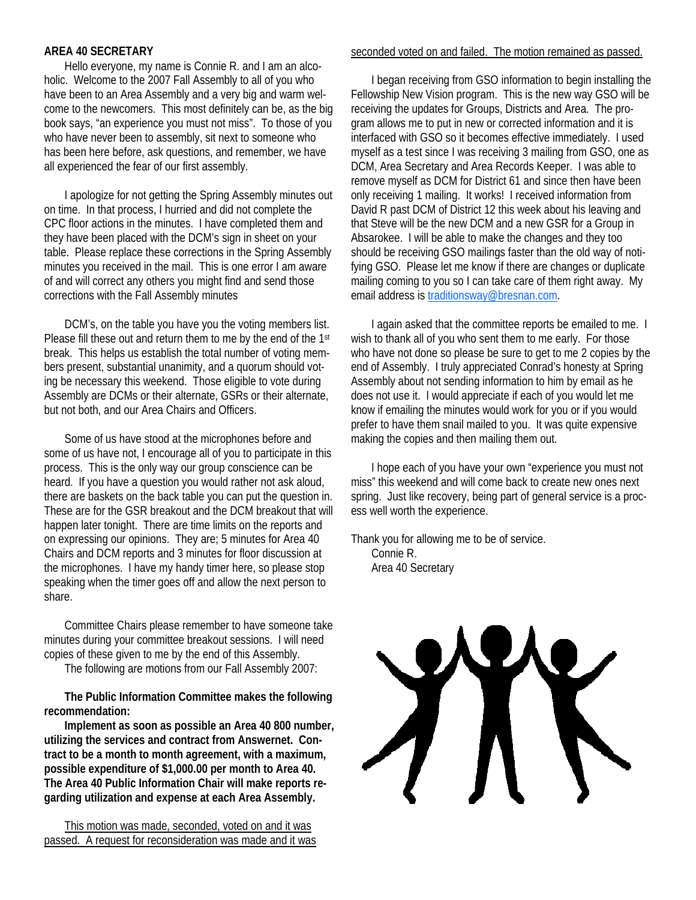## AREA 40 SECRETARY

Hello everyone, my name is Connie R. and I am an alcoholic. Welcome to the 2007 Fall Assembly to all of you who have been to an Area Assembly and a very big and warm welcome to the newcomers. This most definitely can be, as the big book says, "an experience you must not miss". To those of you who have never been to assembly, sit next to someone who has been here before, ask questions, and remember, we have all experienced the fear of our first assembly.

I apologize for not getting the Spring Assembly minutes out on time. In that process, I hurried and did not complete the CPC floor actions in the minutes. I have completed them and they have been placed with the DCM's sign in sheet on your table. Please replace these corrections in the Spring Assembly minutes you received in the mail. This is one error I am aware of and will correct any others you might find and send those corrections with the Fall Assembly minutes

DCM's, on the table you have you the voting members list. Please fill these out and return them to me by the end of the 1st break. This helps us establish the total number of voting members present, substantial unanimity, and a quorum should voting be necessary this weekend. Those eligible to vote during Assembly are DCMs or their alternate, GSRs or their alternate, but not both, and our Area Chairs and Officers.

Some of us have stood at the microphones before and some of us have not, I encourage all of you to participate in this process. This is the only way our group conscience can be heard. If you have a question you would rather not ask aloud, there are baskets on the back table you can put the question in. These are for the GSR breakout and the DCM breakout that will happen later tonight. There are time limits on the reports and on expressing our opinions. They are; 5 minutes for Area 40 Chairs and DCM reports and 3 minutes for floor discussion at the microphones. I have my handy timer here, so please stop speaking when the timer goes off and allow the next person to share.

Committee Chairs please remember to have someone take minutes during your committee breakout sessions. I will need copies of these given to me by the end of this Assembly.

The following are motions from our Fall Assembly 2007:

**The Public Information Committee makes the following recommendation:**

**Implement as soon as possible an Area 40 800 number, utilizing the services and contract from Answernet. Contract to be a month to month agreement, with a maximum, possible expenditure of $1,000.00 per month to Area 40. The Area 40 Public Information Chair will make reports regarding utilization and expense at each Area Assembly.**

This motion was made, seconded, voted on and it was passed. A request for reconsideration was made and it was seconded voted on and failed. The motion remained as passed.

I began receiving from GSO information to begin installing the Fellowship New Vision program. This is the new way GSO will be receiving the updates for Groups, Districts and Area. The program allows me to put in new or corrected information and it is interfaced with GSO so it becomes effective immediately. I used myself as a test since I was receiving 3 mailing from GSO, one as DCM, Area Secretary and Area Records Keeper. I was able to remove myself as DCM for District 61 and since then have been only receiving 1 mailing. It works! I received information from David R past DCM of District 12 this week about his leaving and that Steve will be the new DCM and a new GSR for a Group in Absarokee. I will be able to make the changes and they too should be receiving GSO mailings faster than the old way of notifying GSO. Please let me know if there are changes or duplicate mailing coming to you so I can take care of them right away. My email address is traditionsway@bresnan.com.

I again asked that the committee reports be emailed to me. I wish to thank all of you who sent them to me early. For those who have not done so please be sure to get to me 2 copies by the end of Assembly. I truly appreciated Conrad's honesty at Spring Assembly about not sending information to him by email as he does not use it. I would appreciate if each of you would let me know if emailing the minutes would work for you or if you would prefer to have them snail mailed to you. It was quite expensive making the copies and then mailing them out.

I hope each of you have your own "experience you must not miss" this weekend and will come back to create new ones next spring. Just like recovery, being part of general service is a process well worth the experience.

Thank you for allowing me to be of service.

Connie R.
Area 40 Secretary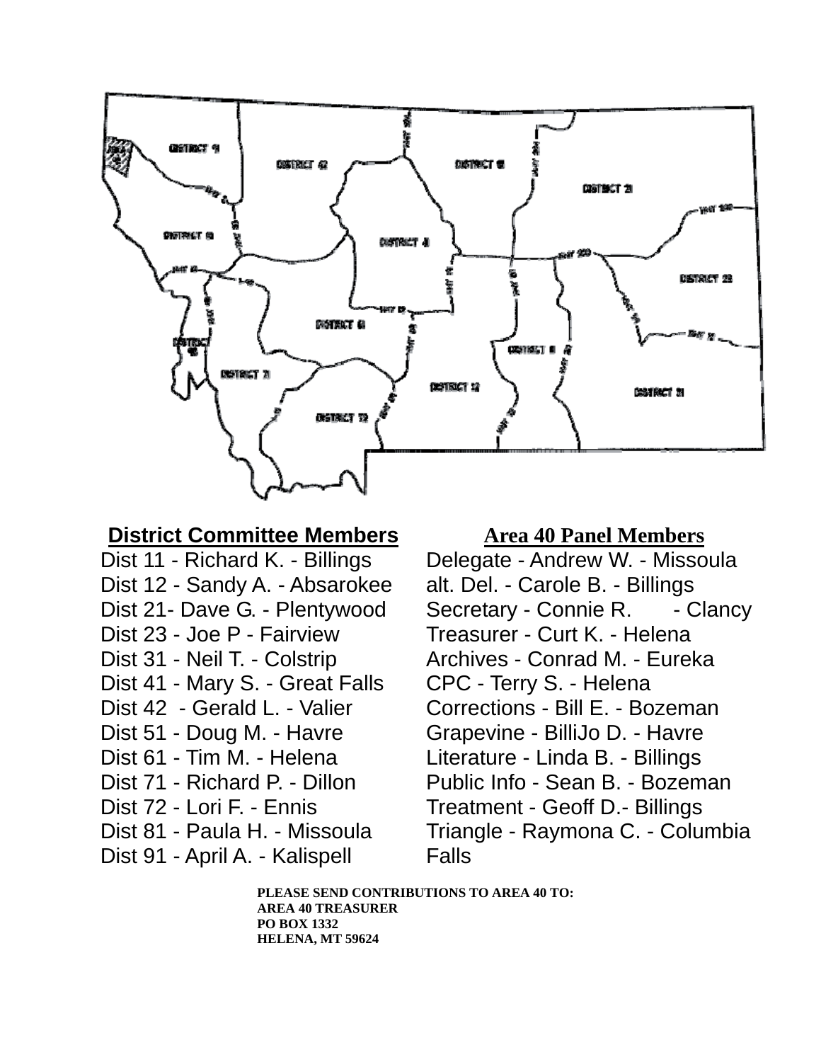**District Committee Members**

Dist 11 - Richard K. - Billings
Dist 12 - Sandy A. - Absarokee
Dist 21- Dave G. - Plentywood
Dist 23 - Joe P - Fairview
Dist 31 - Neil T. - Colstrip
Dist 41 - Mary S. - Great Falls
Dist 42 - Gerald L. - Valier
Dist 51 - Doug M. - Havre
Dist 61 - Tim M. - Helena
Dist 71 - Richard P. - Dillon
Dist 72 - Lori F. - Ennis
Dist 81 - Paula H. - Missoula
Dist 91 - April A. - Kalispell

**Area 40 Panel Members**

Delegate - Andrew W. - Missoula
alt. Del. - Carole B. - Billings
Secretary - Connie R. - Clancy
Treasurer - Curt K. - Helena
Archives - Conrad M. - Eureka
CPC - Terry S. - Helena
Corrections - Bill E. - Bozeman
Grapevine - BilliJo D. - Havre
Literature - Linda B. - Billings
Public Info - Sean B. - Bozeman
Treatment - Geoff D.- Billings
Triangle - Raymona C. - Columbia Falls

**PLEASE SEND CONTRIBUTIONS TO AREA 40 TO:**
**AREA 40 TREASURER**
**PO BOX 1332**
**HELENA, MT 59624**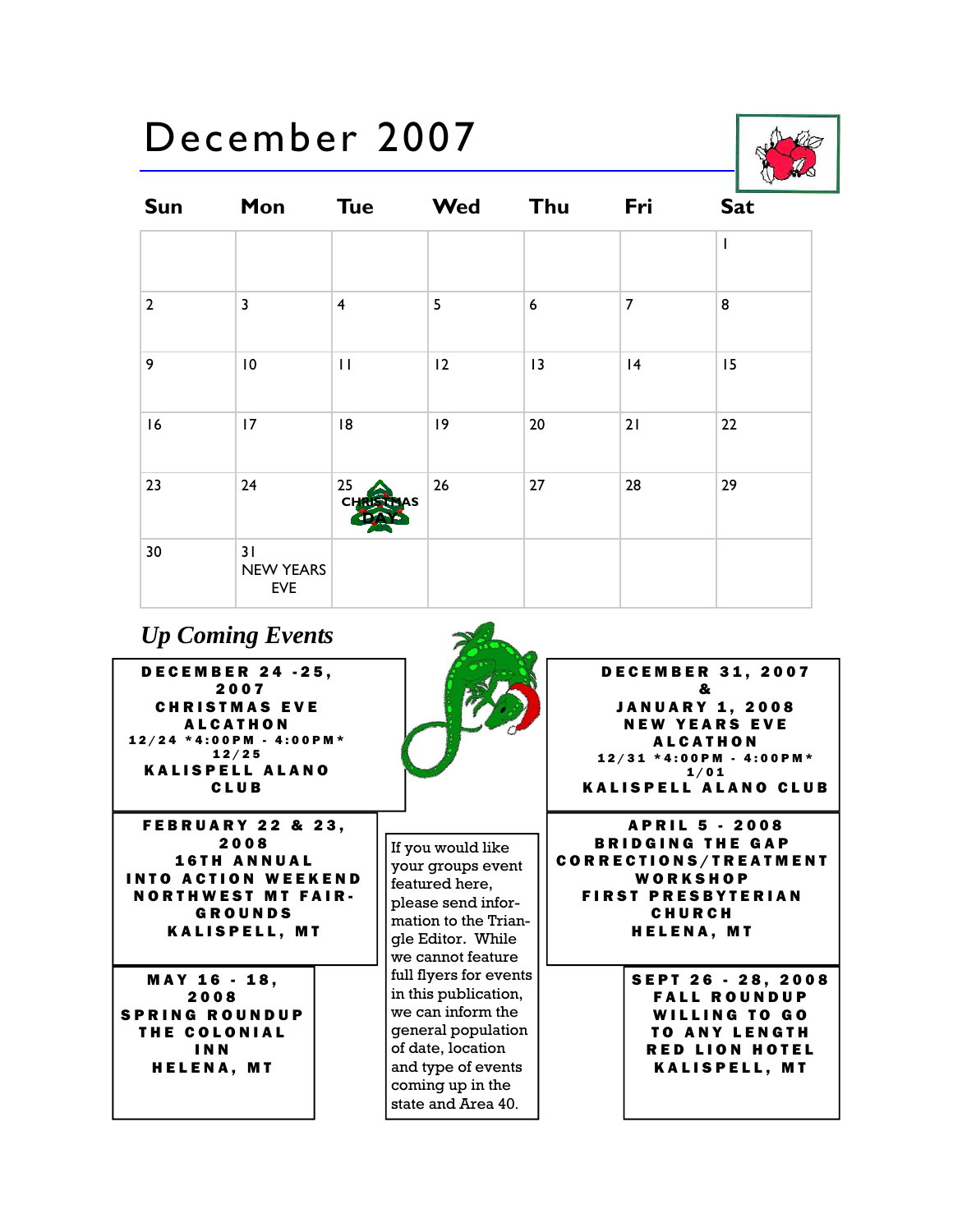# December 2007

| Sun | Mon | Tue | Wed | Thu | Fri | Sat |
|---|---|---|---|---|---|---|
| | | | | | | 1 |
| 2 | 3 | 4 | 5 | 6 | 7 | 8 |
| 9 | 10 | 11 | 12 | 13 | 14 | 15 |
| 16 | 17 | 18 | 19 | 20 | 21 | 22 |
| 23 | 24 | 25 CHRISTMAS DAY | 26 | 27 | 28 | 29 |
| 30 | 31 NEW YEARS EVE | | | | | |

## *Up Coming Events*

**DECEMBER 24 -25, 2007**
**CHRISTMAS EVE ALCATHON**
**12/24 *4:00PM - 4:00PM* 12/25**
**KALISPELL ALANO CLUB**

**DECEMBER 31, 2007 & JANUARY 1, 2008**
**NEW YEARS EVE ALCATHON**
**12/31 *4:00PM - 4:00PM* 1/01**
**KALISPELL ALANO CLUB**

**FEBRUARY 22 & 23, 2008**
**16TH ANNUAL INTO ACTION WEEKEND**
**NORTHWEST MT FAIRGROUNDS**
**KALISPELL, MT**

If you would like your groups event featured here, please send information to the Triangle Editor. While we cannot feature full flyers for events in this publication, we can inform the general population of date, location and type of events coming up in the state and Area 40.

**APRIL 5 - 2008**
**BRIDGING THE GAP CORRECTIONS/TREATMENT WORKSHOP**
**FIRST PRESBYTERIAN CHURCH**
**HELENA, MT**

**MAY 16 - 18, 2008**
**SPRING ROUNDUP**
**THE COLONIAL INN**
**HELENA, MT**

**SEPT 26 - 28, 2008**
**FALL ROUNDUP**
**WILLING TO GO TO ANY LENGTH**
**RED LION HOTEL**
**KALISPELL, MT**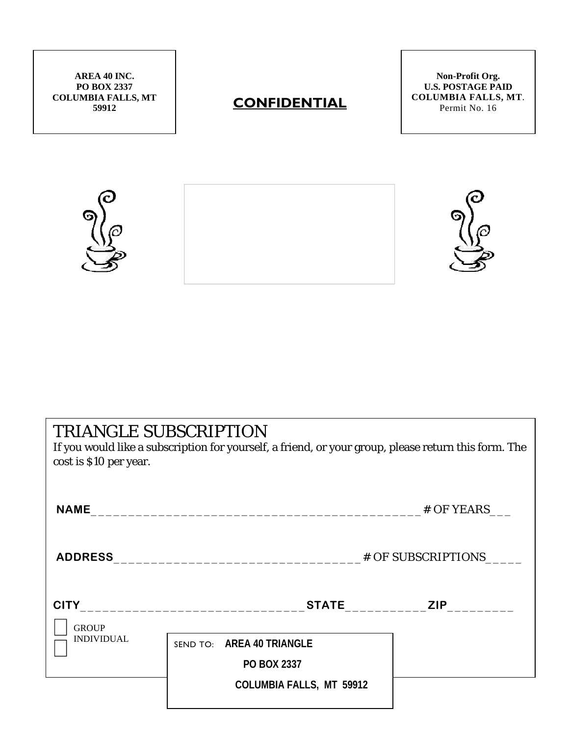**AREA 40 INC.**
**PO BOX 2337**
**COLUMBIA FALLS, MT**
**59912**

**CONFIDENTIAL**

**Non-Profit Org.**
**U.S. POSTAGE PAID**
**COLUMBIA FALLS, MT.**
Permit No. 16

# TRIANGLE SUBSCRIPTION

If you would like a subscription for yourself, a friend, or your group, please return this form. The cost is $10 per year.

**NAME**_______________________________________________ # OF YEARS___

**ADDRESS**___________________________________ # OF SUBSCRIPTIONS_____

**CITY**________________________________ **STATE**___________ **ZIP**_________

☐ GROUP
☐ INDIVIDUAL

SEND TO: **AREA 40 TRIANGLE**
**PO BOX 2337**
**COLUMBIA FALLS, MT 59912**